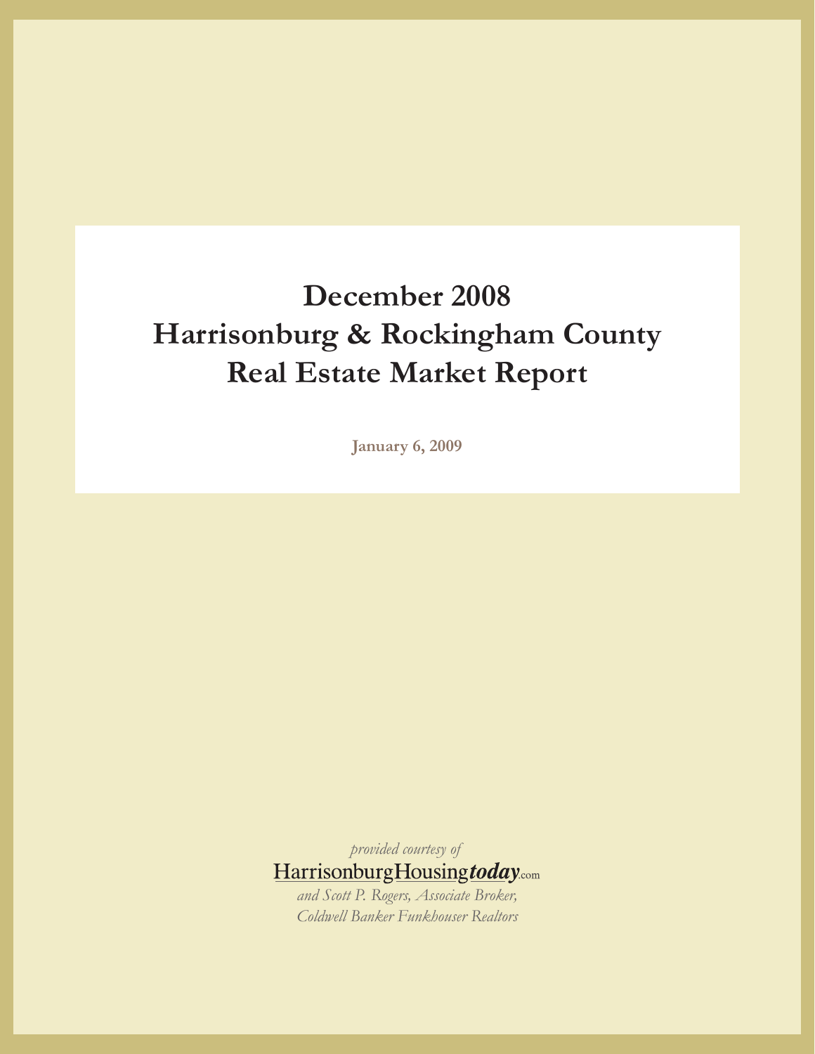# December 2008
# Harrisonburg & Rockingham County
# Real Estate Market Report

**January 6, 2009**

*provided courtesy of*

HarrisonburgHousing***today***.com

*and Scott P. Rogers, Associate Broker,*
*Coldwell Banker Funkhouser Realtors*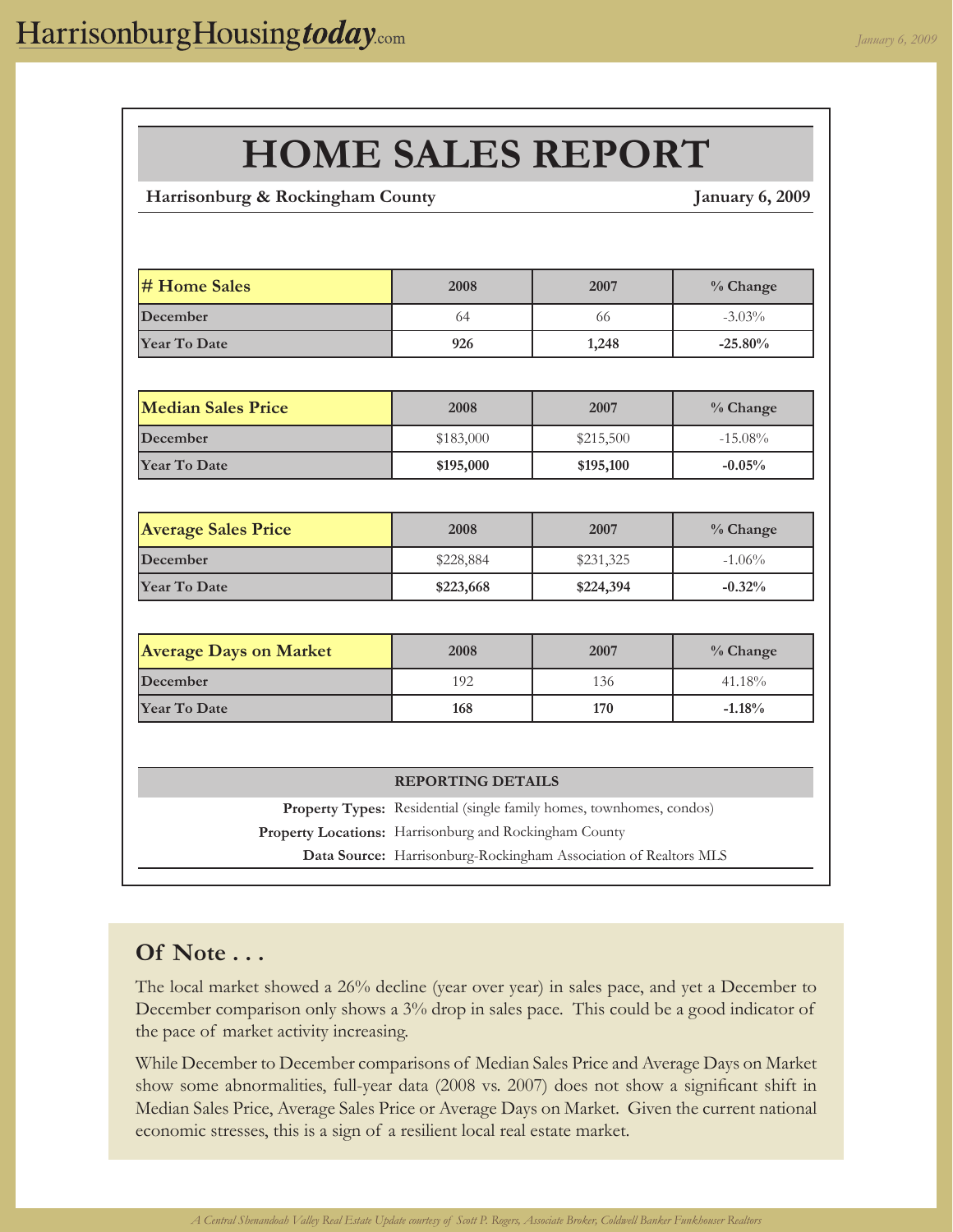# HOME SALES REPORT

**Harrisonburg & Rockingham County** **January 6, 2009**

| # Home Sales | 2008 | 2007 | % Change |
|---|---|---|---|
| December | 64 | 66 | -3.03% |
| **Year To Date** | **926** | **1,248** | **-25.80%** |

| Median Sales Price | 2008 | 2007 | % Change |
|---|---|---|---|
| December | $183,000 | $215,500 | -15.08% |
| **Year To Date** | **$195,000** | **$195,100** | **-0.05%** |

| Average Sales Price | 2008 | 2007 | % Change |
|---|---|---|---|
| December | $228,884 | $231,325 | -1.06% |
| **Year To Date** | **$223,668** | **$224,394** | **-0.32%** |

| Average Days on Market | 2008 | 2007 | % Change |
|---|---|---|---|
| December | 192 | 136 | 41.18% |
| **Year To Date** | **168** | **170** | **-1.18%** |

**REPORTING DETAILS**

**Property Types:** Residential (single family homes, townhomes, condos)

**Property Locations:** Harrisonburg and Rockingham County

**Data Source:** Harrisonburg-Rockingham Association of Realtors MLS

## Of Note . . .

The local market showed a 26% decline (year over year) in sales pace, and yet a December to December comparison only shows a 3% drop in sales pace. This could be a good indicator of the pace of market activity increasing.

While December to December comparisons of Median Sales Price and Average Days on Market show some abnormalities, full-year data (2008 vs. 2007) does not show a significant shift in Median Sales Price, Average Sales Price or Average Days on Market. Given the current national economic stresses, this is a sign of a resilient local real estate market.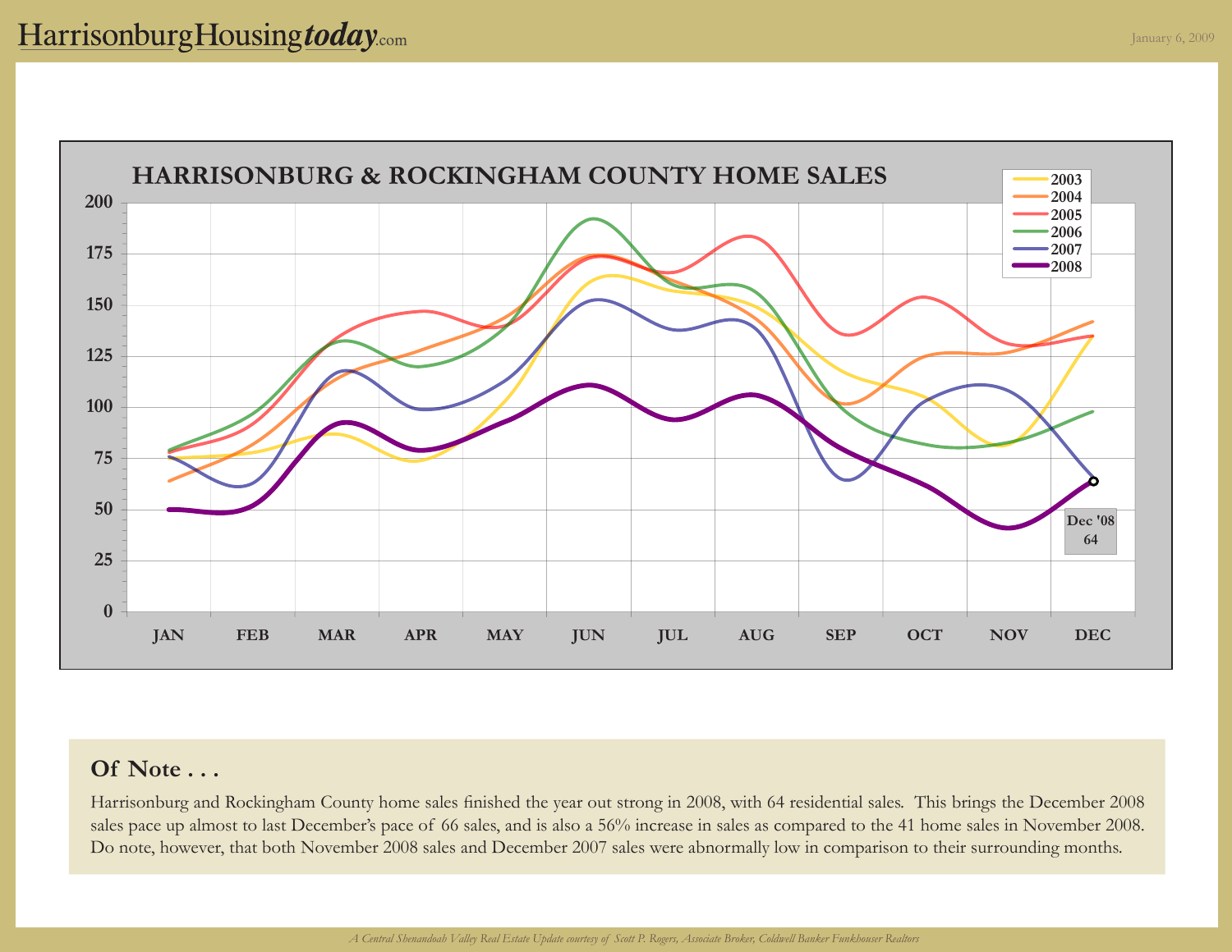# HarrisonburgHousing*today*.com

January 6, 2009

## HARRISONBURG & ROCKINGHAM COUNTY HOME SALES

2003
2004
2005
2006
2007
2008

200
175
150
125
100
75
50
25
0

JAN FEB MAR APR MAY JUN JUL AUG SEP OCT NOV DEC

Dec '08
64

### Of Note . . .

Harrisonburg and Rockingham County home sales finished the year out strong in 2008, with 64 residential sales. This brings the December 2008 sales pace up almost to last December's pace of 66 sales, and is also a 56% increase in sales as compared to the 41 home sales in November 2008. Do note, however, that both November 2008 sales and December 2007 sales were abnormally low in comparison to their surrounding months.

*A Central Shenandoah Valley Real Estate Update courtesy of Scott P. Rogers, Associate Broker, Coldwell Banker Funkhouser Realtors*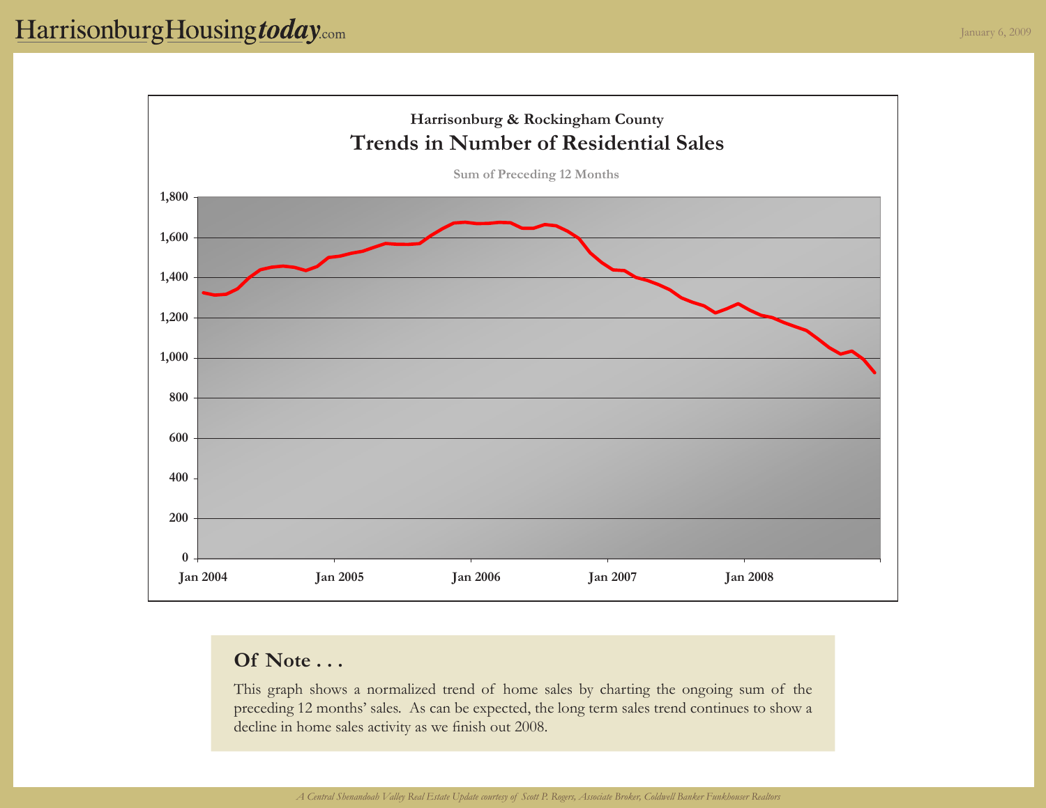## Harrisonburg & Rockingham County

# Trends in Number of Residential Sales

Sum of Preceding 12 Months

1,800
1,600
1,400
1,200
1,000
800
600
400
200
0

Jan 2004 Jan 2005 Jan 2006 Jan 2007 Jan 2008

## Of Note . . .

This graph shows a normalized trend of home sales by charting the ongoing sum of the preceding 12 months' sales. As can be expected, the long term sales trend continues to show a decline in home sales activity as we finish out 2008.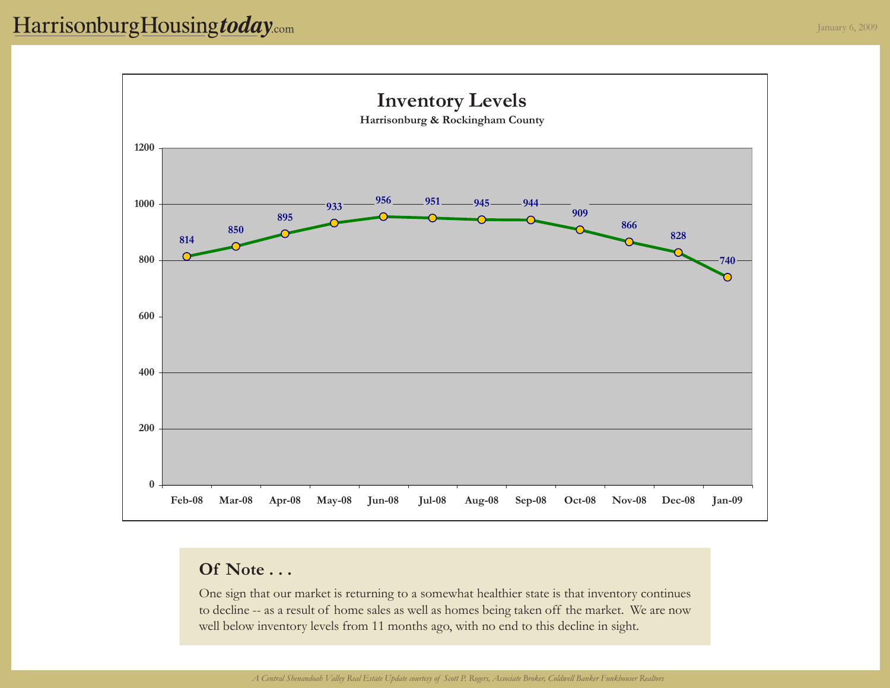# Inventory Levels

**Harrisonburg & Rockingham County**

| Month | Inventory |
|---|---|
| Feb-08 | 814 |
| Mar-08 | 850 |
| Apr-08 | 895 |
| May-08 | 933 |
| Jun-08 | 956 |
| Jul-08 | 951 |
| Aug-08 | 945 |
| Sep-08 | 944 |
| Oct-08 | 909 |
| Nov-08 | 866 |
| Dec-08 | 828 |
| Jan-09 | 740 |

## Of Note . . .

One sign that our market is returning to a somewhat healthier state is that inventory continues to decline -- as a result of home sales as well as homes being taken off the market. We are now well below inventory levels from 11 months ago, with no end to this decline in sight.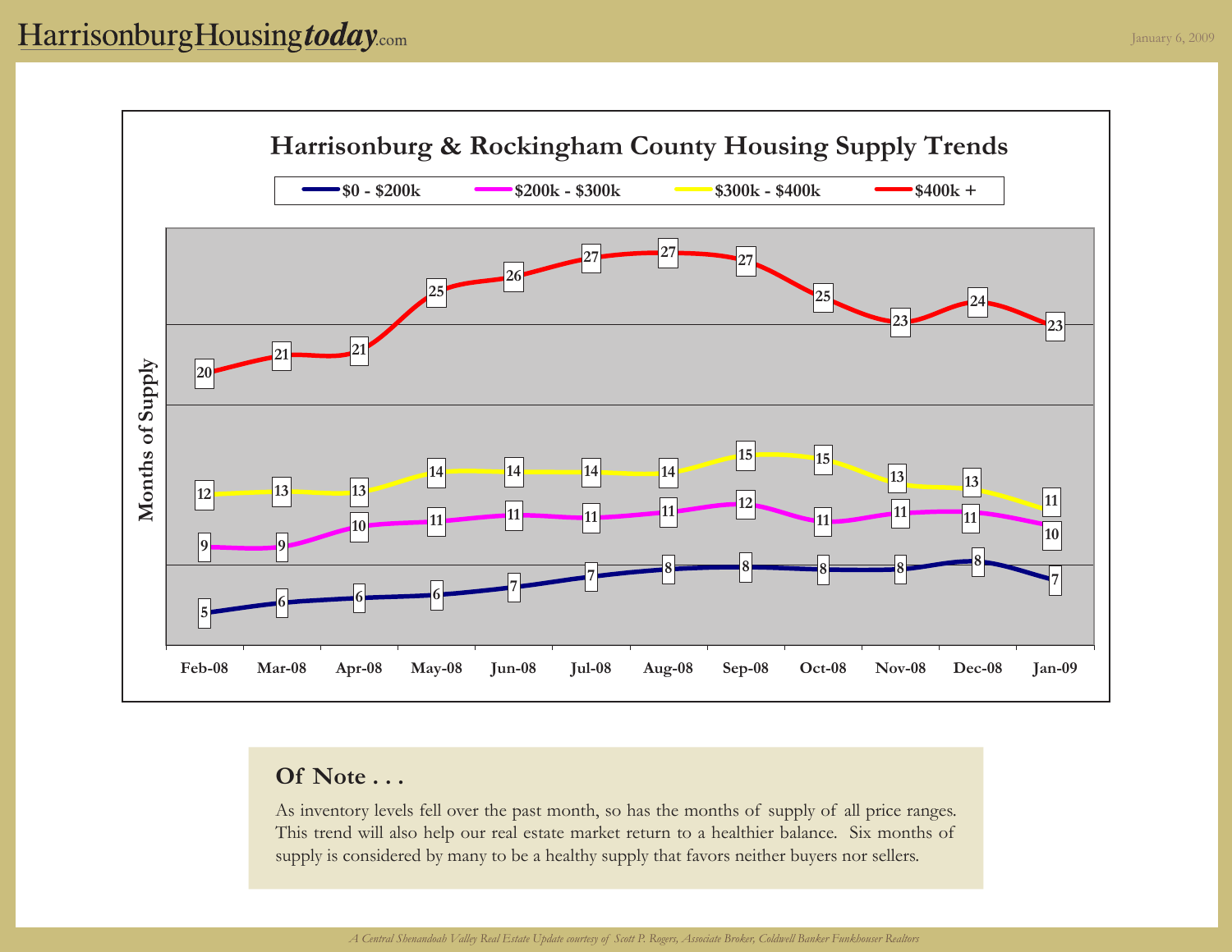# Harrisonburg & Rockingham County Housing Supply Trends

$0 - $200k
$200k - $300k
$300k - $400k
$400k +

Months of Supply

20 21 21 25 26 27 27 27 25 23 24 23

12 13 13 14 14 14 14 15 15 13 13 11

9 9 10 11 11 11 11 12 11 11 11 10

5 6 6 6 7 7 8 8 8 8 8 7

Feb-08 Mar-08 Apr-08 May-08 Jun-08 Jul-08 Aug-08 Sep-08 Oct-08 Nov-08 Dec-08 Jan-09

## Of Note . . .

As inventory levels fell over the past month, so has the months of supply of all price ranges. This trend will also help our real estate market return to a healthier balance. Six months of supply is considered by many to be a healthy supply that favors neither buyers nor sellers.